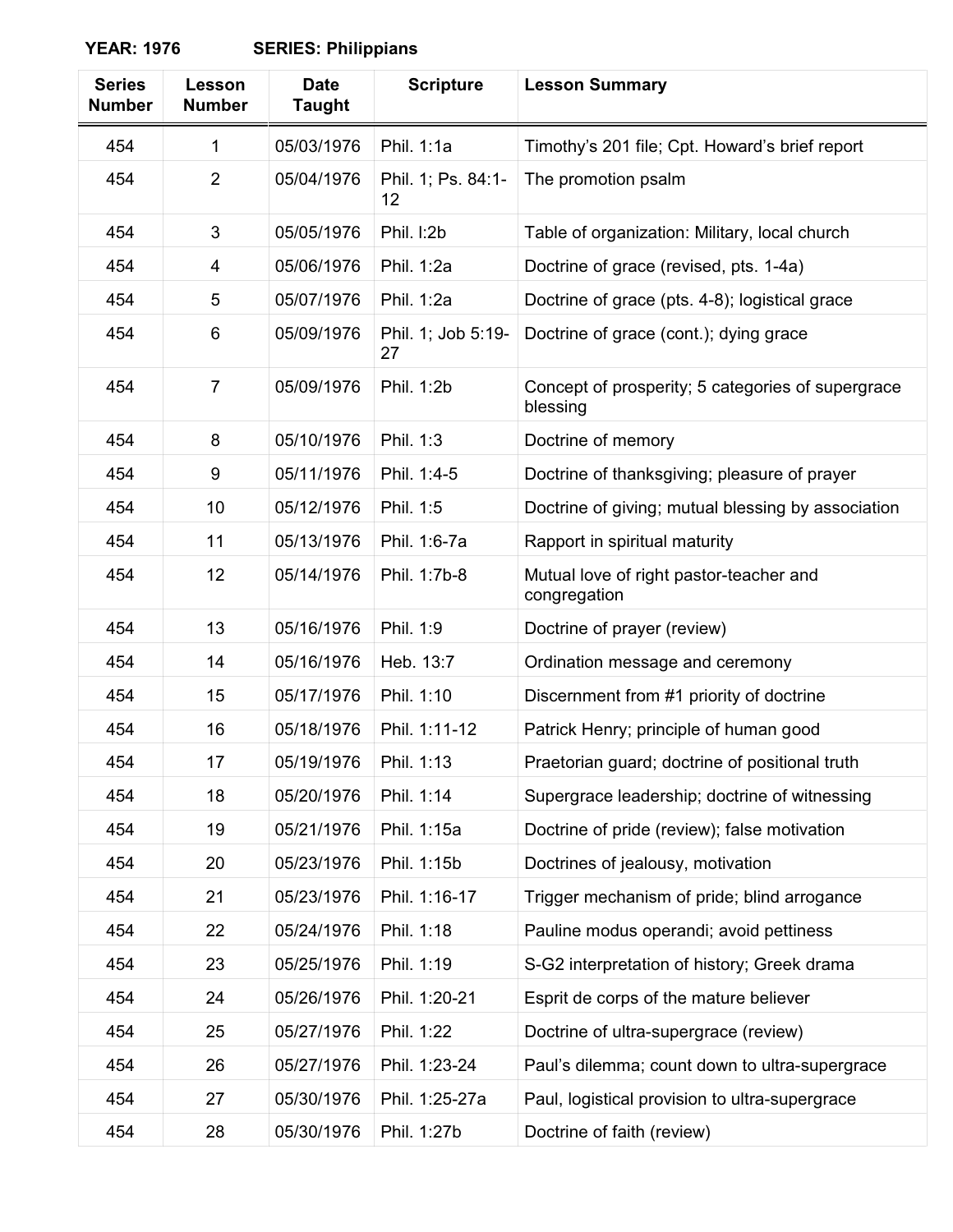**YEAR: 1976 SERIES: Philippians**

| Series Number | Lesson Number | Date Taught | Scripture | Lesson Summary |
|---|---|---|---|---|
| 454 | 1 | 05/03/1976 | Phil. 1:1a | Timothy's 201 file; Cpt. Howard's brief report |
| 454 | 2 | 05/04/1976 | Phil. 1; Ps. 84:1-12 | The promotion psalm |
| 454 | 3 | 05/05/1976 | Phil. l:2b | Table of organization: Military, local church |
| 454 | 4 | 05/06/1976 | Phil. 1:2a | Doctrine of grace (revised, pts. 1-4a) |
| 454 | 5 | 05/07/1976 | Phil. 1:2a | Doctrine of grace (pts. 4-8); logistical grace |
| 454 | 6 | 05/09/1976 | Phil. 1; Job 5:19-27 | Doctrine of grace (cont.); dying grace |
| 454 | 7 | 05/09/1976 | Phil. 1:2b | Concept of prosperity; 5 categories of supergrace blessing |
| 454 | 8 | 05/10/1976 | Phil. 1:3 | Doctrine of memory |
| 454 | 9 | 05/11/1976 | Phil. 1:4-5 | Doctrine of thanksgiving; pleasure of prayer |
| 454 | 10 | 05/12/1976 | Phil. 1:5 | Doctrine of giving; mutual blessing by association |
| 454 | 11 | 05/13/1976 | Phil. 1:6-7a | Rapport in spiritual maturity |
| 454 | 12 | 05/14/1976 | Phil. 1:7b-8 | Mutual love of right pastor-teacher and congregation |
| 454 | 13 | 05/16/1976 | Phil. 1:9 | Doctrine of prayer (review) |
| 454 | 14 | 05/16/1976 | Heb. 13:7 | Ordination message and ceremony |
| 454 | 15 | 05/17/1976 | Phil. 1:10 | Discernment from #1 priority of doctrine |
| 454 | 16 | 05/18/1976 | Phil. 1:11-12 | Patrick Henry; principle of human good |
| 454 | 17 | 05/19/1976 | Phil. 1:13 | Praetorian guard; doctrine of positional truth |
| 454 | 18 | 05/20/1976 | Phil. 1:14 | Supergrace leadership; doctrine of witnessing |
| 454 | 19 | 05/21/1976 | Phil. 1:15a | Doctrine of pride (review); false motivation |
| 454 | 20 | 05/23/1976 | Phil. 1:15b | Doctrines of jealousy, motivation |
| 454 | 21 | 05/23/1976 | Phil. 1:16-17 | Trigger mechanism of pride; blind arrogance |
| 454 | 22 | 05/24/1976 | Phil. 1:18 | Pauline modus operandi; avoid pettiness |
| 454 | 23 | 05/25/1976 | Phil. 1:19 | S-G2 interpretation of history; Greek drama |
| 454 | 24 | 05/26/1976 | Phil. 1:20-21 | Esprit de corps of the mature believer |
| 454 | 25 | 05/27/1976 | Phil. 1:22 | Doctrine of ultra-supergrace (review) |
| 454 | 26 | 05/27/1976 | Phil. 1:23-24 | Paul's dilemma; count down to ultra-supergrace |
| 454 | 27 | 05/30/1976 | Phil. 1:25-27a | Paul, logistical provision to ultra-supergrace |
| 454 | 28 | 05/30/1976 | Phil. 1:27b | Doctrine of faith (review) |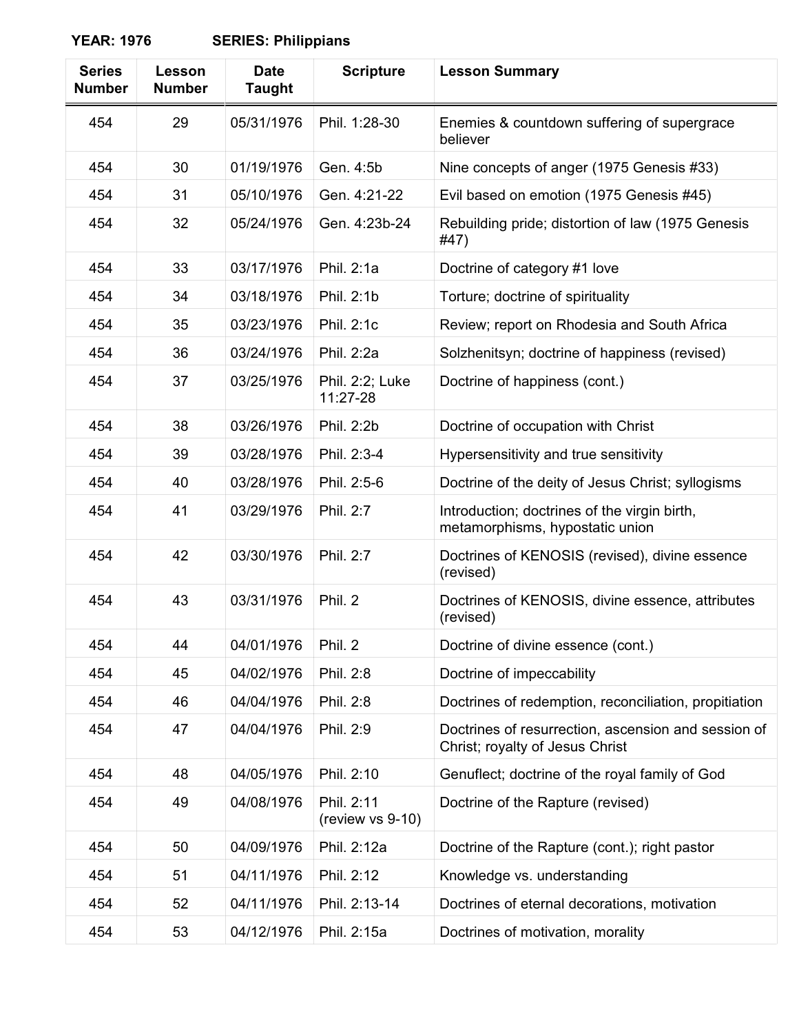**YEAR: 1976 SERIES: Philippians**

| Series Number | Lesson Number | Date Taught | Scripture | Lesson Summary |
|---|---|---|---|---|
| 454 | 29 | 05/31/1976 | Phil. 1:28-30 | Enemies & countdown suffering of supergrace believer |
| 454 | 30 | 01/19/1976 | Gen. 4:5b | Nine concepts of anger (1975 Genesis #33) |
| 454 | 31 | 05/10/1976 | Gen. 4:21-22 | Evil based on emotion (1975 Genesis #45) |
| 454 | 32 | 05/24/1976 | Gen. 4:23b-24 | Rebuilding pride; distortion of law (1975 Genesis #47) |
| 454 | 33 | 03/17/1976 | Phil. 2:1a | Doctrine of category #1 love |
| 454 | 34 | 03/18/1976 | Phil. 2:1b | Torture; doctrine of spirituality |
| 454 | 35 | 03/23/1976 | Phil. 2:1c | Review; report on Rhodesia and South Africa |
| 454 | 36 | 03/24/1976 | Phil. 2:2a | Solzhenitsyn; doctrine of happiness (revised) |
| 454 | 37 | 03/25/1976 | Phil. 2:2; Luke 11:27-28 | Doctrine of happiness (cont.) |
| 454 | 38 | 03/26/1976 | Phil. 2:2b | Doctrine of occupation with Christ |
| 454 | 39 | 03/28/1976 | Phil. 2:3-4 | Hypersensitivity and true sensitivity |
| 454 | 40 | 03/28/1976 | Phil. 2:5-6 | Doctrine of the deity of Jesus Christ; syllogisms |
| 454 | 41 | 03/29/1976 | Phil. 2:7 | Introduction; doctrines of the virgin birth, metamorphisms, hypostatic union |
| 454 | 42 | 03/30/1976 | Phil. 2:7 | Doctrines of KENOSIS (revised), divine essence (revised) |
| 454 | 43 | 03/31/1976 | Phil. 2 | Doctrines of KENOSIS, divine essence, attributes (revised) |
| 454 | 44 | 04/01/1976 | Phil. 2 | Doctrine of divine essence (cont.) |
| 454 | 45 | 04/02/1976 | Phil. 2:8 | Doctrine of impeccability |
| 454 | 46 | 04/04/1976 | Phil. 2:8 | Doctrines of redemption, reconciliation, propitiation |
| 454 | 47 | 04/04/1976 | Phil. 2:9 | Doctrines of resurrection, ascension and session of Christ; royalty of Jesus Christ |
| 454 | 48 | 04/05/1976 | Phil. 2:10 | Genuflect; doctrine of the royal family of God |
| 454 | 49 | 04/08/1976 | Phil. 2:11 (review vs 9-10) | Doctrine of the Rapture (revised) |
| 454 | 50 | 04/09/1976 | Phil. 2:12a | Doctrine of the Rapture (cont.); right pastor |
| 454 | 51 | 04/11/1976 | Phil. 2:12 | Knowledge vs. understanding |
| 454 | 52 | 04/11/1976 | Phil. 2:13-14 | Doctrines of eternal decorations, motivation |
| 454 | 53 | 04/12/1976 | Phil. 2:15a | Doctrines of motivation, morality |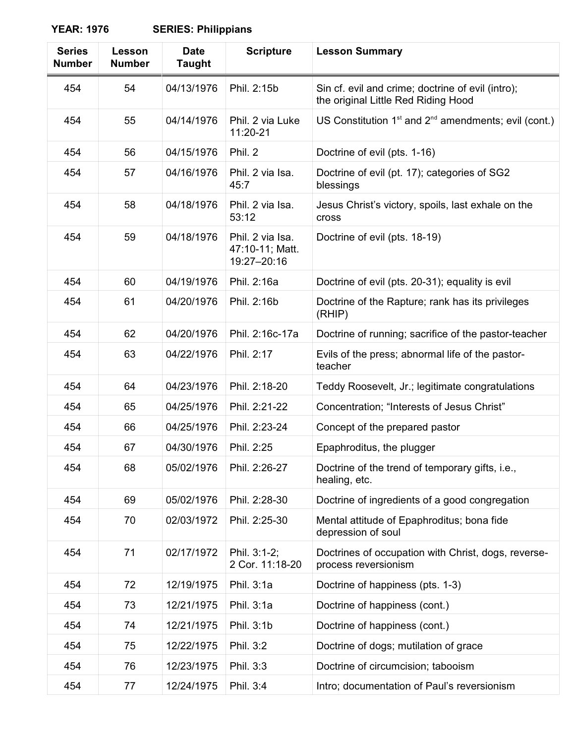**YEAR: 1976** **SERIES: Philippians**

| Series Number | Lesson Number | Date Taught | Scripture | Lesson Summary |
|---|---|---|---|---|
| 454 | 54 | 04/13/1976 | Phil. 2:15b | Sin cf. evil and crime; doctrine of evil (intro); the original Little Red Riding Hood |
| 454 | 55 | 04/14/1976 | Phil. 2 via Luke 11:20-21 | US Constitution 1st and 2nd amendments; evil (cont.) |
| 454 | 56 | 04/15/1976 | Phil. 2 | Doctrine of evil (pts. 1-16) |
| 454 | 57 | 04/16/1976 | Phil. 2 via Isa. 45:7 | Doctrine of evil (pt. 17); categories of SG2 blessings |
| 454 | 58 | 04/18/1976 | Phil. 2 via Isa. 53:12 | Jesus Christ's victory, spoils, last exhale on the cross |
| 454 | 59 | 04/18/1976 | Phil. 2 via Isa. 47:10-11; Matt. 19:27–20:16 | Doctrine of evil (pts. 18-19) |
| 454 | 60 | 04/19/1976 | Phil. 2:16a | Doctrine of evil (pts. 20-31); equality is evil |
| 454 | 61 | 04/20/1976 | Phil. 2:16b | Doctrine of the Rapture; rank has its privileges (RHIP) |
| 454 | 62 | 04/20/1976 | Phil. 2:16c-17a | Doctrine of running; sacrifice of the pastor-teacher |
| 454 | 63 | 04/22/1976 | Phil. 2:17 | Evils of the press; abnormal life of the pastor-teacher |
| 454 | 64 | 04/23/1976 | Phil. 2:18-20 | Teddy Roosevelt, Jr.; legitimate congratulations |
| 454 | 65 | 04/25/1976 | Phil. 2:21-22 | Concentration; "Interests of Jesus Christ" |
| 454 | 66 | 04/25/1976 | Phil. 2:23-24 | Concept of the prepared pastor |
| 454 | 67 | 04/30/1976 | Phil. 2:25 | Epaphroditus, the plugger |
| 454 | 68 | 05/02/1976 | Phil. 2:26-27 | Doctrine of the trend of temporary gifts, i.e., healing, etc. |
| 454 | 69 | 05/02/1976 | Phil. 2:28-30 | Doctrine of ingredients of a good congregation |
| 454 | 70 | 02/03/1972 | Phil. 2:25-30 | Mental attitude of Epaphroditus; bona fide depression of soul |
| 454 | 71 | 02/17/1972 | Phil. 3:1-2; 2 Cor. 11:18-20 | Doctrines of occupation with Christ, dogs, reverse-process reversionism |
| 454 | 72 | 12/19/1975 | Phil. 3:1a | Doctrine of happiness (pts. 1-3) |
| 454 | 73 | 12/21/1975 | Phil. 3:1a | Doctrine of happiness (cont.) |
| 454 | 74 | 12/21/1975 | Phil. 3:1b | Doctrine of happiness (cont.) |
| 454 | 75 | 12/22/1975 | Phil. 3:2 | Doctrine of dogs; mutilation of grace |
| 454 | 76 | 12/23/1975 | Phil. 3:3 | Doctrine of circumcision; tabooism |
| 454 | 77 | 12/24/1975 | Phil. 3:4 | Intro; documentation of Paul's reversionism |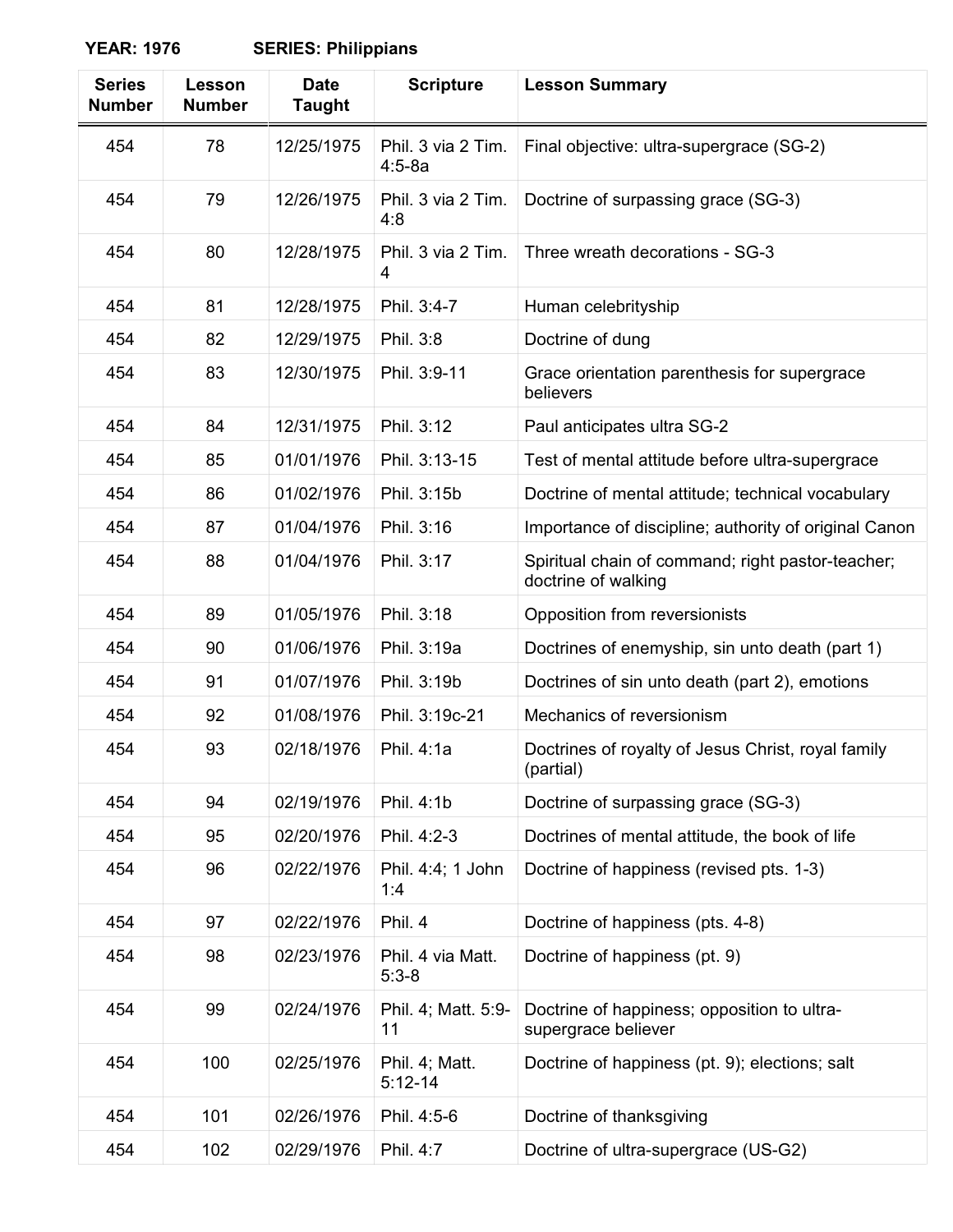**YEAR: 1976 SERIES: Philippians**

| Series Number | Lesson Number | Date Taught | Scripture | Lesson Summary |
|---|---|---|---|---|
| 454 | 78 | 12/25/1975 | Phil. 3 via 2 Tim. 4:5-8a | Final objective: ultra-supergrace (SG-2) |
| 454 | 79 | 12/26/1975 | Phil. 3 via 2 Tim. 4:8 | Doctrine of surpassing grace (SG-3) |
| 454 | 80 | 12/28/1975 | Phil. 3 via 2 Tim. 4 | Three wreath decorations - SG-3 |
| 454 | 81 | 12/28/1975 | Phil. 3:4-7 | Human celebrityship |
| 454 | 82 | 12/29/1975 | Phil. 3:8 | Doctrine of dung |
| 454 | 83 | 12/30/1975 | Phil. 3:9-11 | Grace orientation parenthesis for supergrace believers |
| 454 | 84 | 12/31/1975 | Phil. 3:12 | Paul anticipates ultra SG-2 |
| 454 | 85 | 01/01/1976 | Phil. 3:13-15 | Test of mental attitude before ultra-supergrace |
| 454 | 86 | 01/02/1976 | Phil. 3:15b | Doctrine of mental attitude; technical vocabulary |
| 454 | 87 | 01/04/1976 | Phil. 3:16 | Importance of discipline; authority of original Canon |
| 454 | 88 | 01/04/1976 | Phil. 3:17 | Spiritual chain of command; right pastor-teacher; doctrine of walking |
| 454 | 89 | 01/05/1976 | Phil. 3:18 | Opposition from reversionists |
| 454 | 90 | 01/06/1976 | Phil. 3:19a | Doctrines of enemyship, sin unto death (part 1) |
| 454 | 91 | 01/07/1976 | Phil. 3:19b | Doctrines of sin unto death (part 2), emotions |
| 454 | 92 | 01/08/1976 | Phil. 3:19c-21 | Mechanics of reversionism |
| 454 | 93 | 02/18/1976 | Phil. 4:1a | Doctrines of royalty of Jesus Christ, royal family (partial) |
| 454 | 94 | 02/19/1976 | Phil. 4:1b | Doctrine of surpassing grace (SG-3) |
| 454 | 95 | 02/20/1976 | Phil. 4:2-3 | Doctrines of mental attitude, the book of life |
| 454 | 96 | 02/22/1976 | Phil. 4:4; 1 John 1:4 | Doctrine of happiness (revised pts. 1-3) |
| 454 | 97 | 02/22/1976 | Phil. 4 | Doctrine of happiness (pts. 4-8) |
| 454 | 98 | 02/23/1976 | Phil. 4 via Matt. 5:3-8 | Doctrine of happiness (pt. 9) |
| 454 | 99 | 02/24/1976 | Phil. 4; Matt. 5:9-11 | Doctrine of happiness; opposition to ultra-supergrace believer |
| 454 | 100 | 02/25/1976 | Phil. 4; Matt. 5:12-14 | Doctrine of happiness (pt. 9); elections; salt |
| 454 | 101 | 02/26/1976 | Phil. 4:5-6 | Doctrine of thanksgiving |
| 454 | 102 | 02/29/1976 | Phil. 4:7 | Doctrine of ultra-supergrace (US-G2) |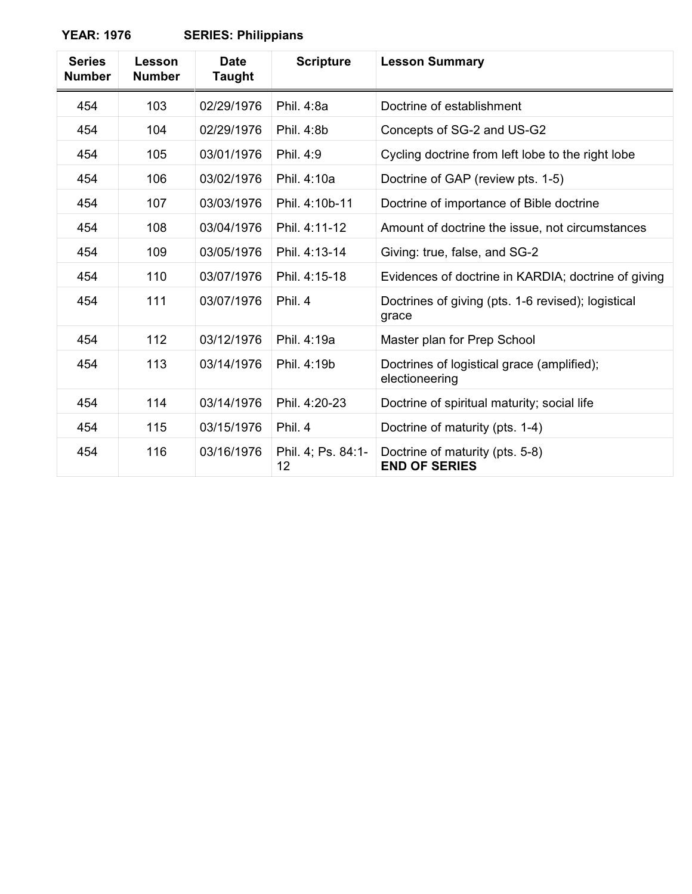**YEAR: 1976 SERIES: Philippians**

| Series Number | Lesson Number | Date Taught | Scripture | Lesson Summary |
|---|---|---|---|---|
| 454 | 103 | 02/29/1976 | Phil. 4:8a | Doctrine of establishment |
| 454 | 104 | 02/29/1976 | Phil. 4:8b | Concepts of SG-2 and US-G2 |
| 454 | 105 | 03/01/1976 | Phil. 4:9 | Cycling doctrine from left lobe to the right lobe |
| 454 | 106 | 03/02/1976 | Phil. 4:10a | Doctrine of GAP (review pts. 1-5) |
| 454 | 107 | 03/03/1976 | Phil. 4:10b-11 | Doctrine of importance of Bible doctrine |
| 454 | 108 | 03/04/1976 | Phil. 4:11-12 | Amount of doctrine the issue, not circumstances |
| 454 | 109 | 03/05/1976 | Phil. 4:13-14 | Giving: true, false, and SG-2 |
| 454 | 110 | 03/07/1976 | Phil. 4:15-18 | Evidences of doctrine in KARDIA; doctrine of giving |
| 454 | 111 | 03/07/1976 | Phil. 4 | Doctrines of giving (pts. 1-6 revised); logistical grace |
| 454 | 112 | 03/12/1976 | Phil. 4:19a | Master plan for Prep School |
| 454 | 113 | 03/14/1976 | Phil. 4:19b | Doctrines of logistical grace (amplified); electioneering |
| 454 | 114 | 03/14/1976 | Phil. 4:20-23 | Doctrine of spiritual maturity; social life |
| 454 | 115 | 03/15/1976 | Phil. 4 | Doctrine of maturity (pts. 1-4) |
| 454 | 116 | 03/16/1976 | Phil. 4; Ps. 84:1-12 | Doctrine of maturity (pts. 5-8) **END OF SERIES** |